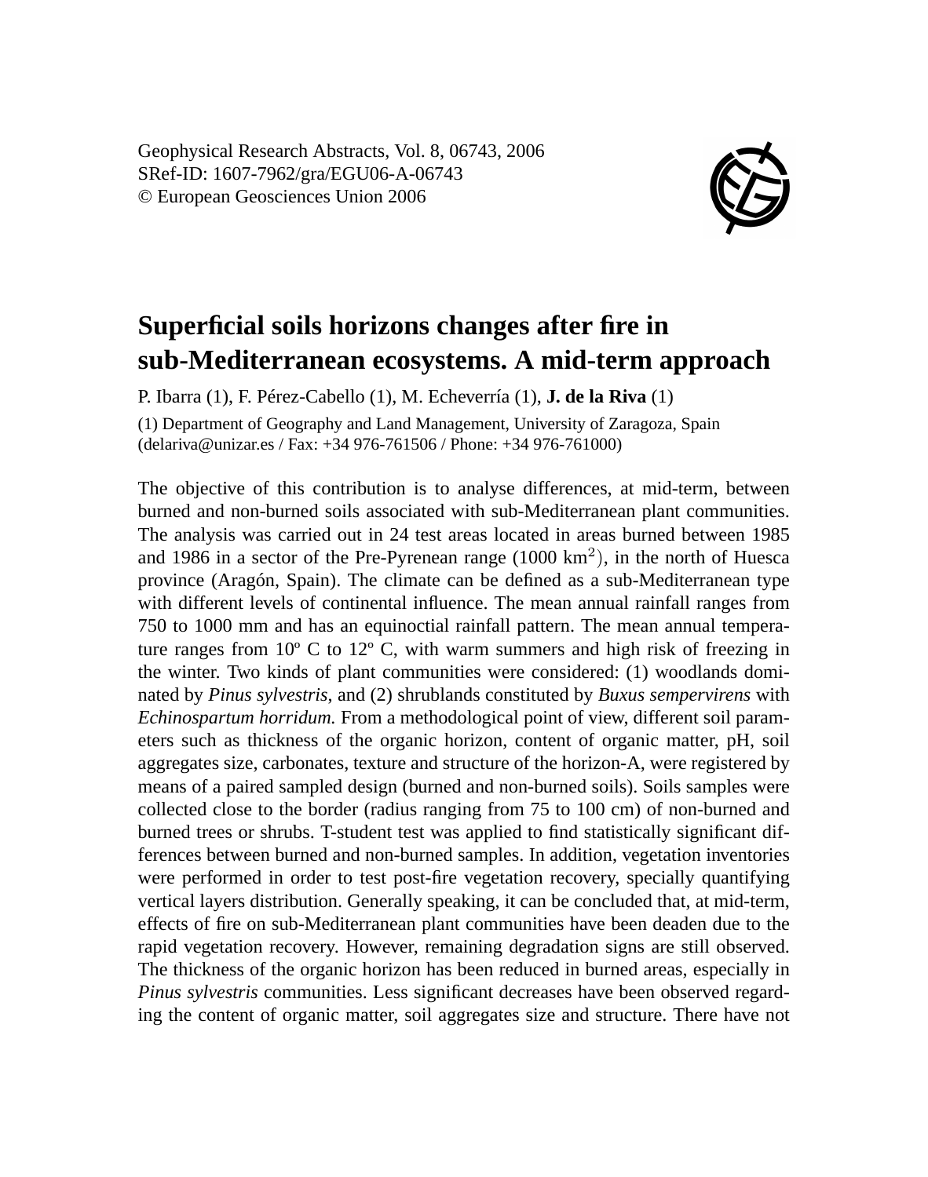Geophysical Research Abstracts, Vol. 8, 06743, 2006
SRef-ID: 1607-7962/gra/EGU06-A-06743
© European Geosciences Union 2006

# Superficial soils horizons changes after fire in sub-Mediterranean ecosystems. A mid-term approach

P. Ibarra (1), F. Pérez-Cabello (1), M. Echeverría (1), **J. de la Riva** (1)

(1) Department of Geography and Land Management, University of Zaragoza, Spain (delariva@unizar.es / Fax: +34 976-761506 / Phone: +34 976-761000)

The objective of this contribution is to analyse differences, at mid-term, between burned and non-burned soils associated with sub-Mediterranean plant communities. The analysis was carried out in 24 test areas located in areas burned between 1985 and 1986 in a sector of the Pre-Pyrenean range (1000 $km^2$), in the north of Huesca province (Aragón, Spain). The climate can be defined as a sub-Mediterranean type with different levels of continental influence. The mean annual rainfall ranges from 750 to 1000 mm and has an equinoctial rainfall pattern. The mean annual temperature ranges from 10º C to 12º C, with warm summers and high risk of freezing in the winter. Two kinds of plant communities were considered: (1) woodlands dominated by *Pinus sylvestris,* and (2) shrublands constituted by *Buxus sempervirens* with *Echinospartum horridum.* From a methodological point of view, different soil parameters such as thickness of the organic horizon, content of organic matter, pH, soil aggregates size, carbonates, texture and structure of the horizon-A, were registered by means of a paired sampled design (burned and non-burned soils). Soils samples were collected close to the border (radius ranging from 75 to 100 cm) of non-burned and burned trees or shrubs. T-student test was applied to find statistically significant differences between burned and non-burned samples. In addition, vegetation inventories were performed in order to test post-fire vegetation recovery, specially quantifying vertical layers distribution. Generally speaking, it can be concluded that, at mid-term, effects of fire on sub-Mediterranean plant communities have been deaden due to the rapid vegetation recovery. However, remaining degradation signs are still observed. The thickness of the organic horizon has been reduced in burned areas, especially in *Pinus sylvestris* communities. Less significant decreases have been observed regarding the content of organic matter, soil aggregates size and structure. There have not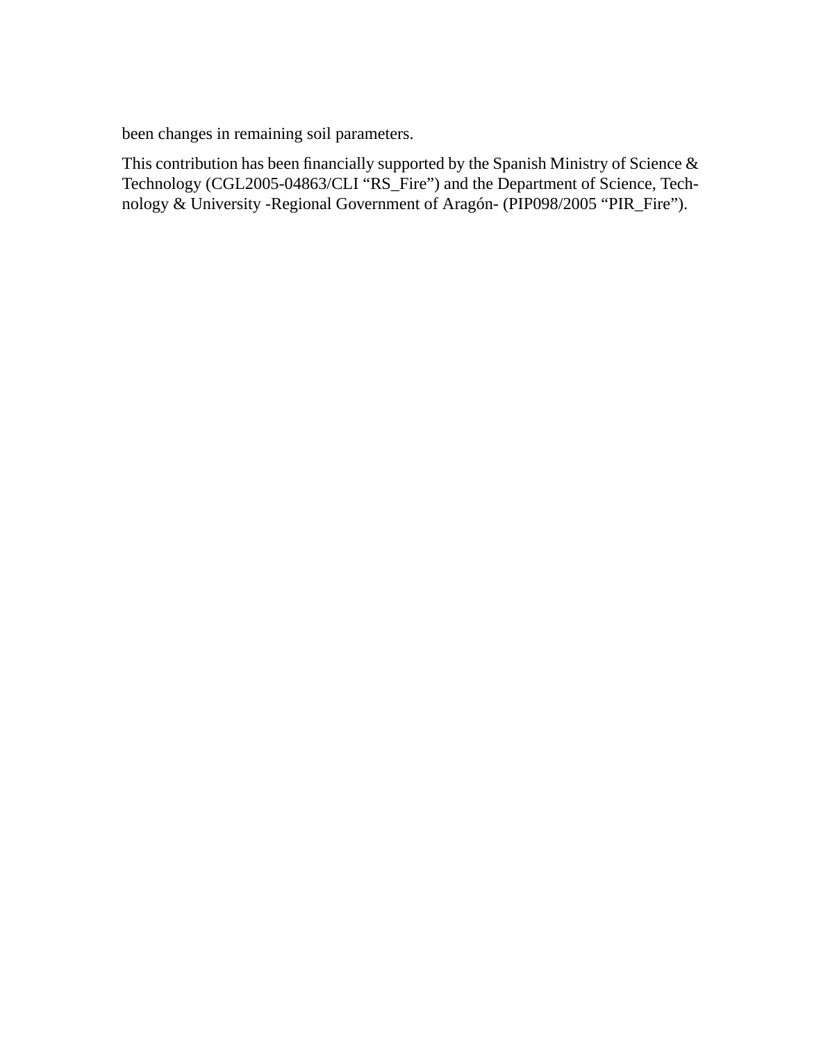been changes in remaining soil parameters.

This contribution has been financially supported by the Spanish Ministry of Science & Technology (CGL2005-04863/CLI “RS_Fire”) and the Department of Science, Technology & University -Regional Government of Aragón- (PIP098/2005 “PIR_Fire”).